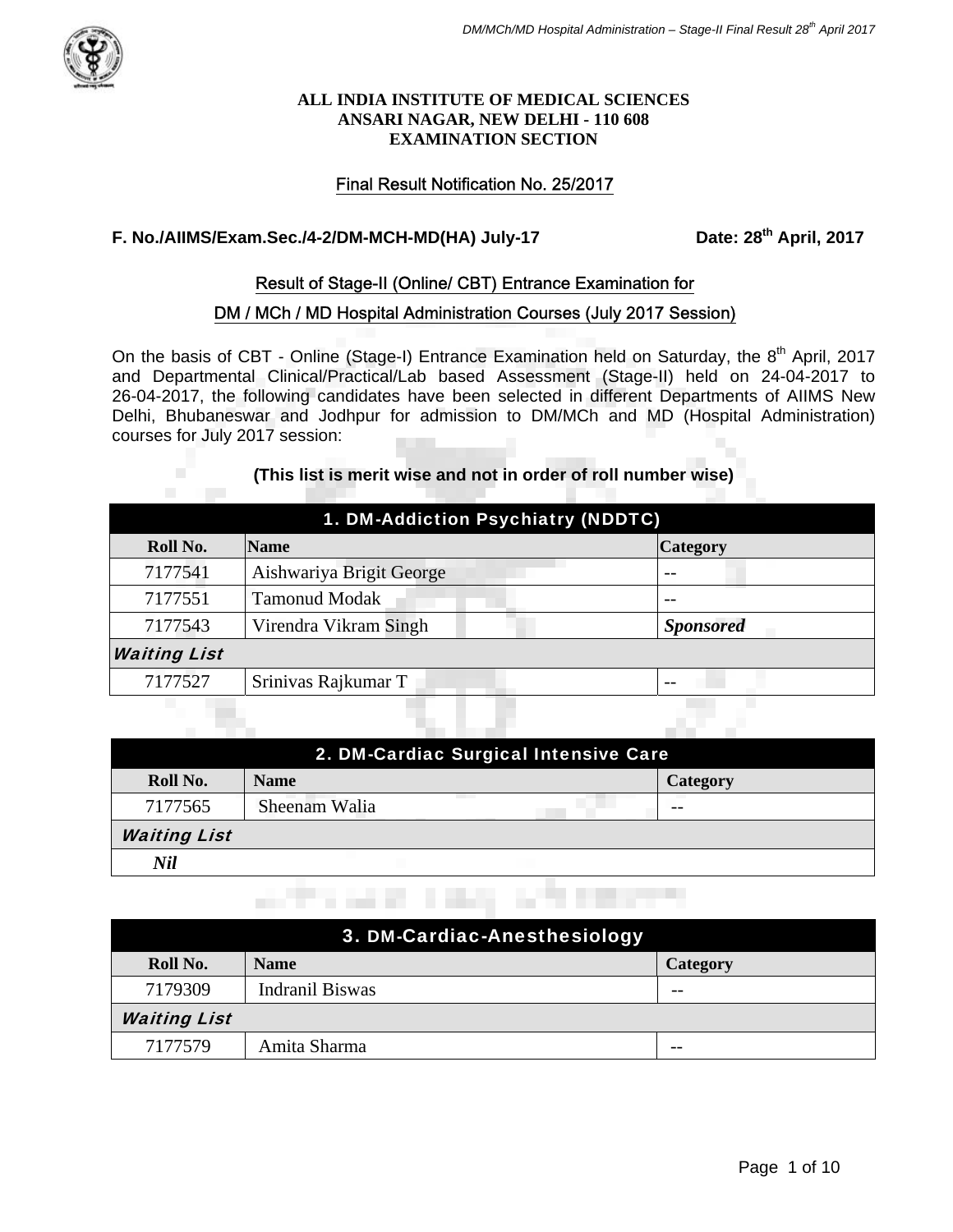**ALL INDIA INSTITUTE OF MEDICAL SCIENCES**
**ANSARI NAGAR, NEW DELHI - 110 608**
**EXAMINATION SECTION**

## Final Result Notification No. 25/2017

**F. No./AIIMS/Exam.Sec./4-2/DM-MCH-MD(HA) July-17** **Date: 28th April, 2017**

### Result of Stage-II (Online/ CBT) Entrance Examination for DM / MCh / MD Hospital Administration Courses (July 2017 Session)

On the basis of CBT - Online (Stage-I) Entrance Examination held on Saturday, the 8th April, 2017 and Departmental Clinical/Practical/Lab based Assessment (Stage-II) held on 24-04-2017 to 26-04-2017, the following candidates have been selected in different Departments of AIIMS New Delhi, Bhubaneswar and Jodhpur for admission to DM/MCh and MD (Hospital Administration) courses for July 2017 session:

**(This list is merit wise and not in order of roll number wise)**

**1. DM-Addiction Psychiatry (NDDTC)**

| Roll No. | Name | Category |
|---|---|---|
| 7177541 | Aishwariya Brigit George | -- |
| 7177551 | Tamonud Modak | -- |
| 7177543 | Virendra Vikram Singh | ***Sponsored*** |
| ***Waiting List*** | | |
| 7177527 | Srinivas Rajkumar T | -- |

**2. DM-Cardiac Surgical Intensive Care**

| Roll No. | Name | Category |
|---|---|---|
| 7177565 | Sheenam Walia | -- |
| ***Waiting List*** | | |
| ***Nil*** | | |

**3. DM-Cardiac-Anesthesiology**

| Roll No. | Name | Category |
|---|---|---|
| 7179309 | Indranil Biswas | -- |
| ***Waiting List*** | | |
| 7177579 | Amita Sharma | -- |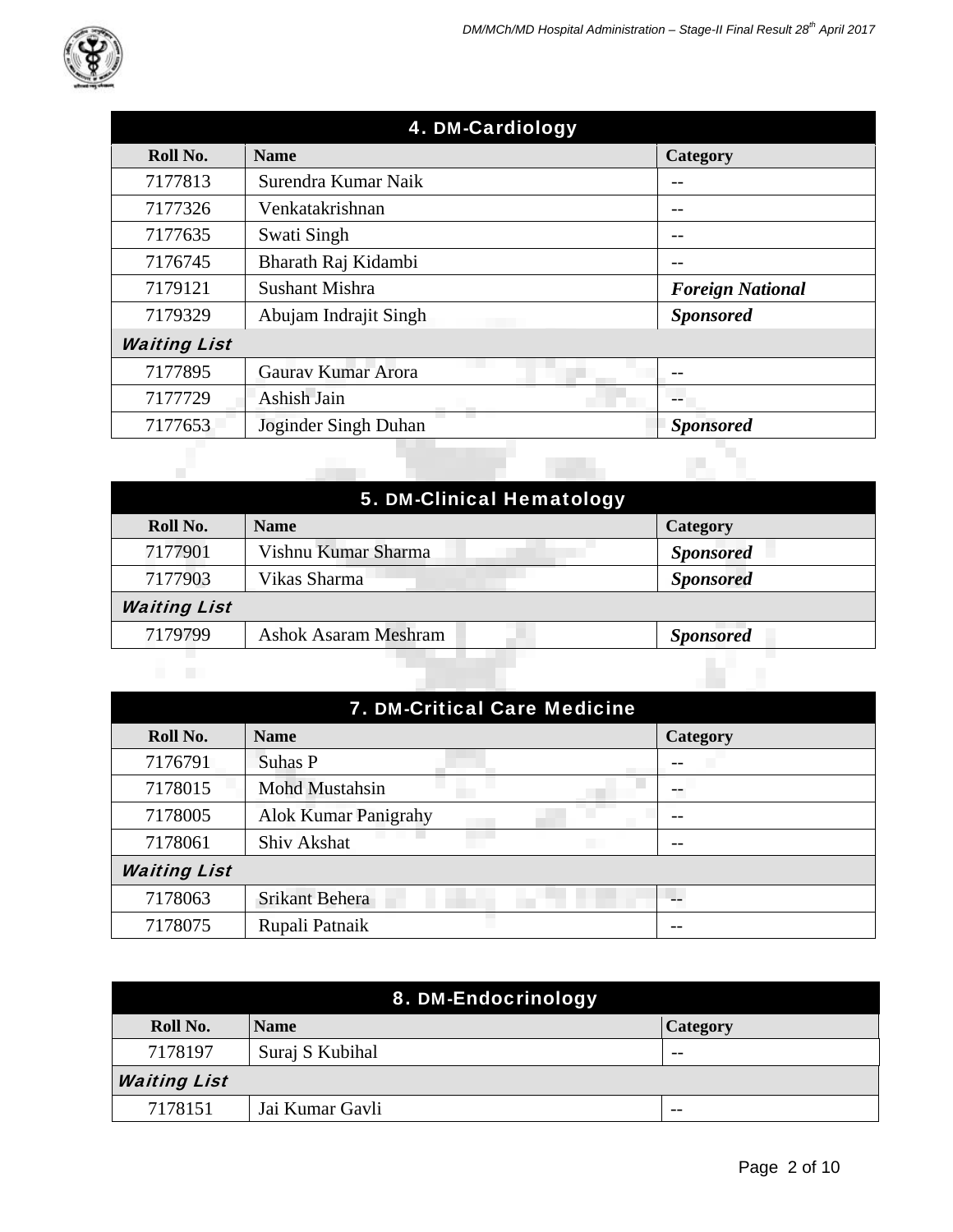## 4. DM-Cardiology

| Roll No. | Name | Category |
|---|---|---|
| 7177813 | Surendra Kumar Naik | -- |
| 7177326 | Venkatakrishnan | -- |
| 7177635 | Swati Singh | -- |
| 7176745 | Bharath Raj Kidambi | -- |
| 7179121 | Sushant Mishra | ***Foreign National*** |
| 7179329 | Abujam Indrajit Singh | ***Sponsored*** |
| ***Waiting List*** | | |
| 7177895 | Gaurav Kumar Arora | -- |
| 7177729 | Ashish Jain | -- |
| 7177653 | Joginder Singh Duhan | ***Sponsored*** |

## 5. DM-Clinical Hematology

| Roll No. | Name | Category |
|---|---|---|
| 7177901 | Vishnu Kumar Sharma | ***Sponsored*** |
| 7177903 | Vikas Sharma | ***Sponsored*** |
| ***Waiting List*** | | |
| 7179799 | Ashok Asaram Meshram | ***Sponsored*** |

## 7. DM-Critical Care Medicine

| Roll No. | Name | Category |
|---|---|---|
| 7176791 | Suhas P | -- |
| 7178015 | Mohd Mustahsin | -- |
| 7178005 | Alok Kumar Panigrahy | -- |
| 7178061 | Shiv Akshat | -- |
| ***Waiting List*** | | |
| 7178063 | Srikant Behera | -- |
| 7178075 | Rupali Patnaik | -- |

## 8. DM-Endocrinology

| Roll No. | Name | Category |
|---|---|---|
| 7178197 | Suraj S Kubihal | -- |
| ***Waiting List*** | | |
| 7178151 | Jai Kumar Gavli | -- |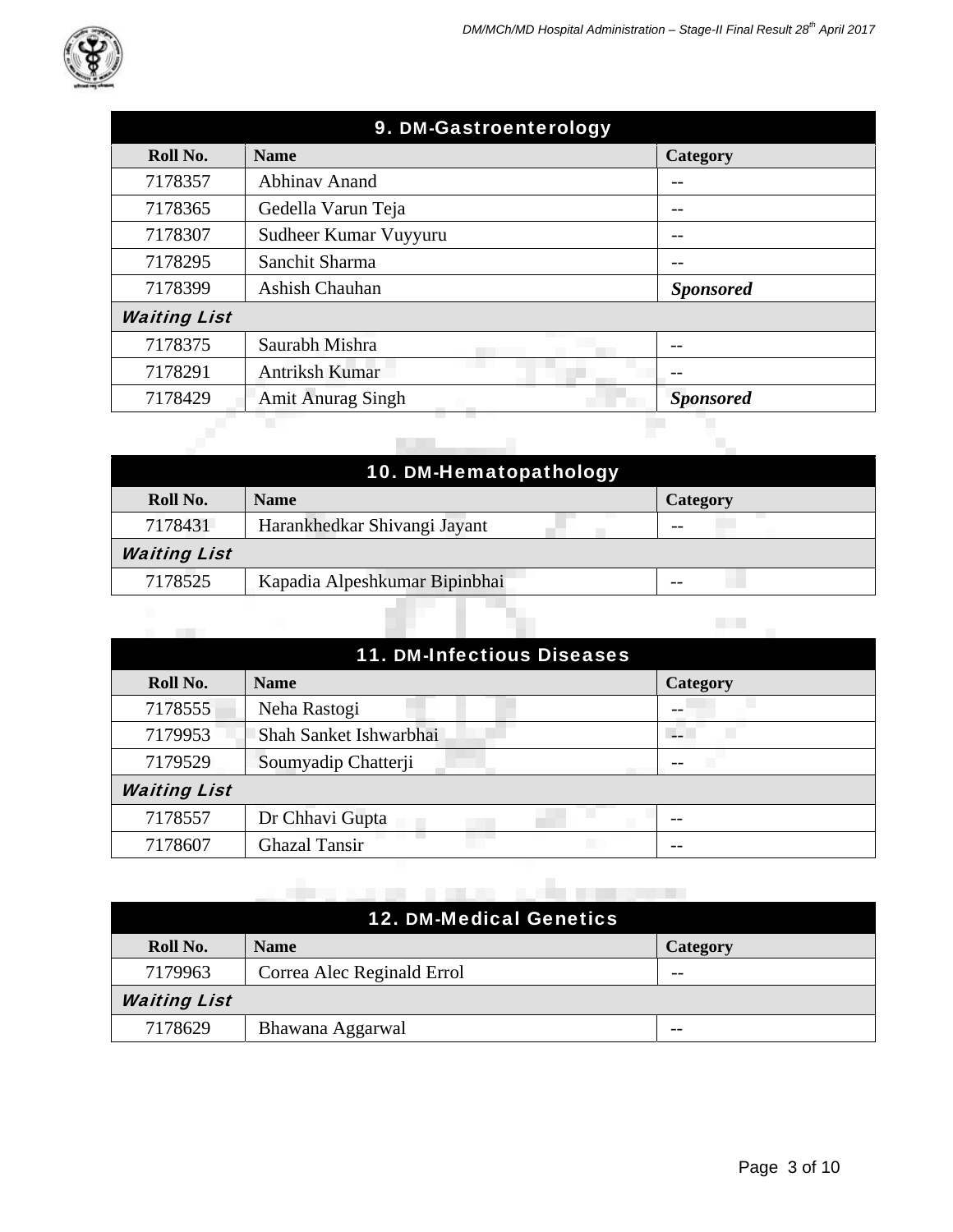| 9. DM-Gastroenterology | | |
|---|---|---|
| **Roll No.** | **Name** | **Category** |
| 7178357 | Abhinav Anand | -- |
| 7178365 | Gedella Varun Teja | -- |
| 7178307 | Sudheer Kumar Vuyyuru | -- |
| 7178295 | Sanchit Sharma | -- |
| 7178399 | Ashish Chauhan | ***Sponsored*** |
| ***Waiting List*** | | |
| 7178375 | Saurabh Mishra | -- |
| 7178291 | Antriksh Kumar | -- |
| 7178429 | Amit Anurag Singh | ***Sponsored*** |

| 10. DM-Hematopathology | | |
|---|---|---|
| **Roll No.** | **Name** | **Category** |
| 7178431 | Harankhedkar Shivangi Jayant | -- |
| ***Waiting List*** | | |
| 7178525 | Kapadia Alpeshkumar Bipinbhai | -- |

| 11. DM-Infectious Diseases | | |
|---|---|---|
| **Roll No.** | **Name** | **Category** |
| 7178555 | Neha Rastogi | -- |
| 7179953 | Shah Sanket Ishwarbhai | -- |
| 7179529 | Soumyadip Chatterji | -- |
| ***Waiting List*** | | |
| 7178557 | Dr Chhavi Gupta | -- |
| 7178607 | Ghazal Tansir | -- |

| 12. DM-Medical Genetics | | |
|---|---|---|
| **Roll No.** | **Name** | **Category** |
| 7179963 | Correa Alec Reginald Errol | -- |
| ***Waiting List*** | | |
| 7178629 | Bhawana Aggarwal | -- |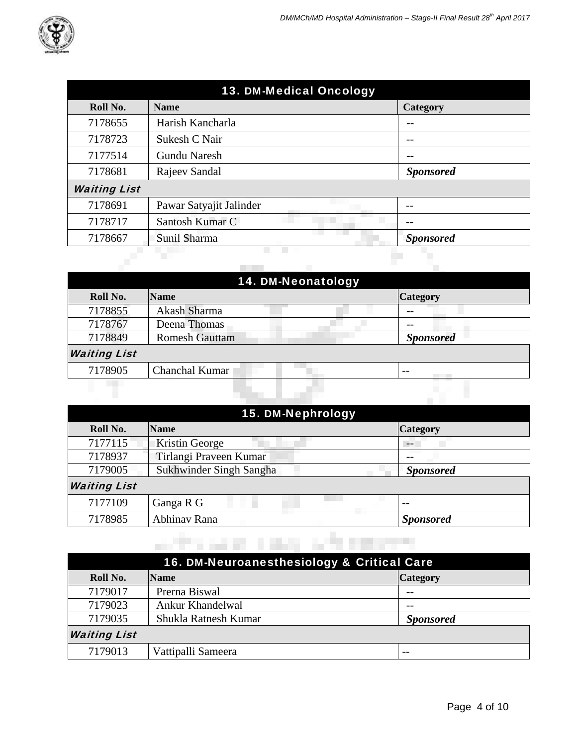| 13. DM-Medical Oncology | | |
|---|---|---|
| **Roll No.** | **Name** | **Category** |
| 7178655 | Harish Kancharla | -- |
| 7178723 | Sukesh C Nair | -- |
| 7177514 | Gundu Naresh | -- |
| 7178681 | Rajeev Sandal | ***Sponsored*** |
| ***Waiting List*** | | |
| 7178691 | Pawar Satyajit Jalinder | -- |
| 7178717 | Santosh Kumar C | -- |
| 7178667 | Sunil Sharma | ***Sponsored*** |

| 14. DM-Neonatology | | |
|---|---|---|
| **Roll No.** | **Name** | **Category** |
| 7178855 | Akash Sharma | -- |
| 7178767 | Deena Thomas | -- |
| 7178849 | Romesh Gauttam | ***Sponsored*** |
| ***Waiting List*** | | |
| 7178905 | Chanchal Kumar | -- |

| 15. DM-Nephrology | | |
|---|---|---|
| **Roll No.** | **Name** | **Category** |
| 7177115 | Kristin George | -- |
| 7178937 | Tirlangi Praveen Kumar | -- |
| 7179005 | Sukhwinder Singh Sangha | ***Sponsored*** |
| ***Waiting List*** | | |
| 7177109 | Ganga R G | -- |
| 7178985 | Abhinav Rana | ***Sponsored*** |

| 16. DM-Neuroanesthesiology & Critical Care | | |
|---|---|---|
| **Roll No.** | **Name** | **Category** |
| 7179017 | Prerna Biswal | -- |
| 7179023 | Ankur Khandelwal | -- |
| 7179035 | Shukla Ratnesh Kumar | ***Sponsored*** |
| ***Waiting List*** | | |
| 7179013 | Vattipalli Sameera | -- |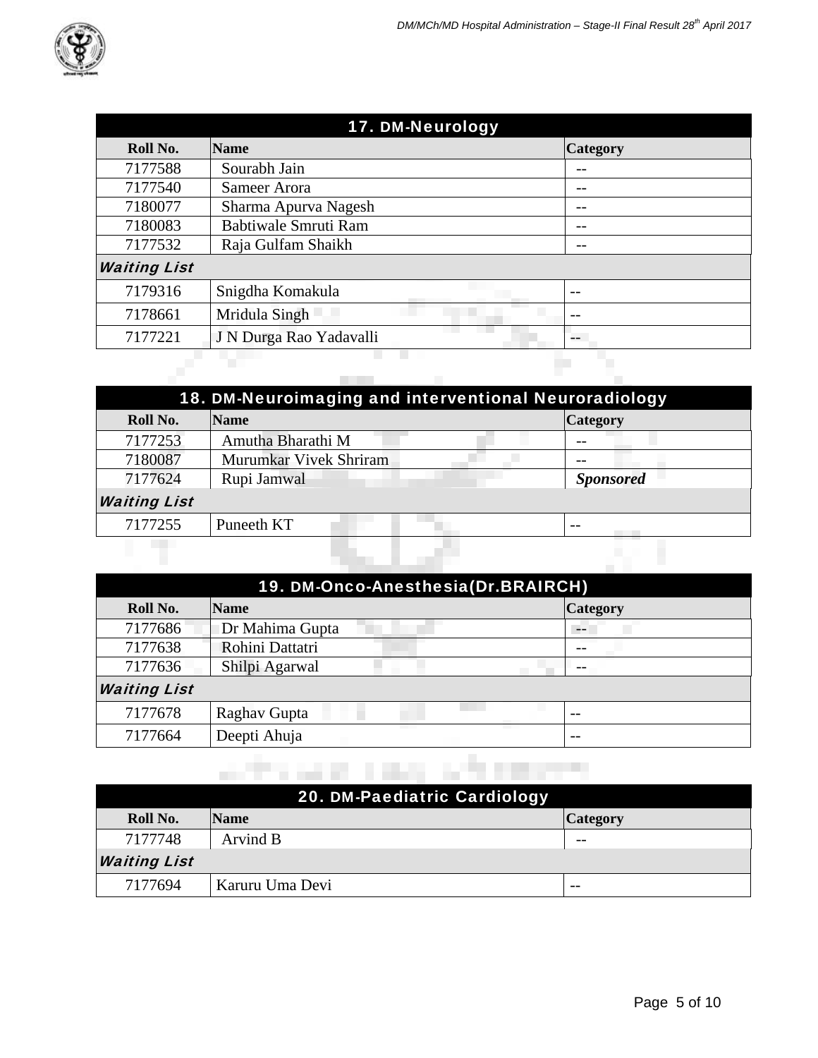| 17. DM-Neurology | | |
|---|---|---|
| **Roll No.** | **Name** | **Category** |
| 7177588 | Sourabh Jain | -- |
| 7177540 | Sameer Arora | -- |
| 7180077 | Sharma Apurva Nagesh | -- |
| 7180083 | Babtiwale Smruti Ram | -- |
| 7177532 | Raja Gulfam Shaikh | -- |
| ***Waiting List*** | | |
| 7179316 | Snigdha Komakula | -- |
| 7178661 | Mridula Singh | -- |
| 7177221 | J N Durga Rao Yadavalli | -- |

| 18. DM-Neuroimaging and interventional Neuroradiology | | |
|---|---|---|
| **Roll No.** | **Name** | **Category** |
| 7177253 | Amutha Bharathi M | -- |
| 7180087 | Murumkar Vivek Shriram | -- |
| 7177624 | Rupi Jamwal | ***Sponsored*** |
| ***Waiting List*** | | |
| 7177255 | Puneeth KT | -- |

| 19. DM-Onco-Anesthesia(Dr.BRAIRCH) | | |
|---|---|---|
| **Roll No.** | **Name** | **Category** |
| 7177686 | Dr Mahima Gupta | -- |
| 7177638 | Rohini Dattatri | -- |
| 7177636 | Shilpi Agarwal | -- |
| ***Waiting List*** | | |
| 7177678 | Raghav Gupta | -- |
| 7177664 | Deepti Ahuja | -- |

| 20. DM-Paediatric Cardiology | | |
|---|---|---|
| **Roll No.** | **Name** | **Category** |
| 7177748 | Arvind B | -- |
| ***Waiting List*** | | |
| 7177694 | Karuru Uma Devi | -- |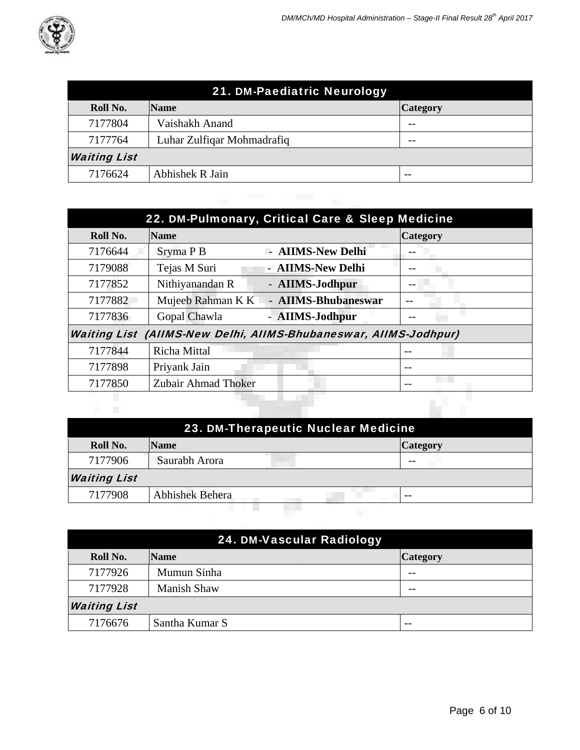## 21. DM-Paediatric Neurology

| Roll No. | Name | Category |
|---|---|---|
| 7177804 | Vaishakh Anand | -- |
| 7177764 | Luhar Zulfiqar Mohmadrafiq | -- |
| ***Waiting List*** | | |
| 7176624 | Abhishek R Jain | -- |

## 22. DM-Pulmonary, Critical Care & Sleep Medicine

| Roll No. | Name | Category |
|---|---|---|
| 7176644 | Sryma P B - **AIIMS-New Delhi** | -- |
| 7179088 | Tejas M Suri - **AIIMS-New Delhi** | -- |
| 7177852 | Nithiyanandan R - **AIIMS-Jodhpur** | -- |
| 7177882 | Mujeeb Rahman K K - **AIIMS-Bhubaneswar** | -- |
| 7177836 | Gopal Chawla - **AIIMS-Jodhpur** | -- |
| ***Waiting List (AIIMS-New Delhi, AIIMS-Bhubaneswar, AIIMS-Jodhpur)*** | | |
| 7177844 | Richa Mittal | -- |
| 7177898 | Priyank Jain | -- |
| 7177850 | Zubair Ahmad Thoker | -- |

## 23. DM-Therapeutic Nuclear Medicine

| Roll No. | Name | Category |
|---|---|---|
| 7177906 | Saurabh Arora | -- |
| ***Waiting List*** | | |
| 7177908 | Abhishek Behera | -- |

## 24. DM-Vascular Radiology

| Roll No. | Name | Category |
|---|---|---|
| 7177926 | Mumun Sinha | -- |
| 7177928 | Manish Shaw | -- |
| ***Waiting List*** | | |
| 7176676 | Santha Kumar S | -- |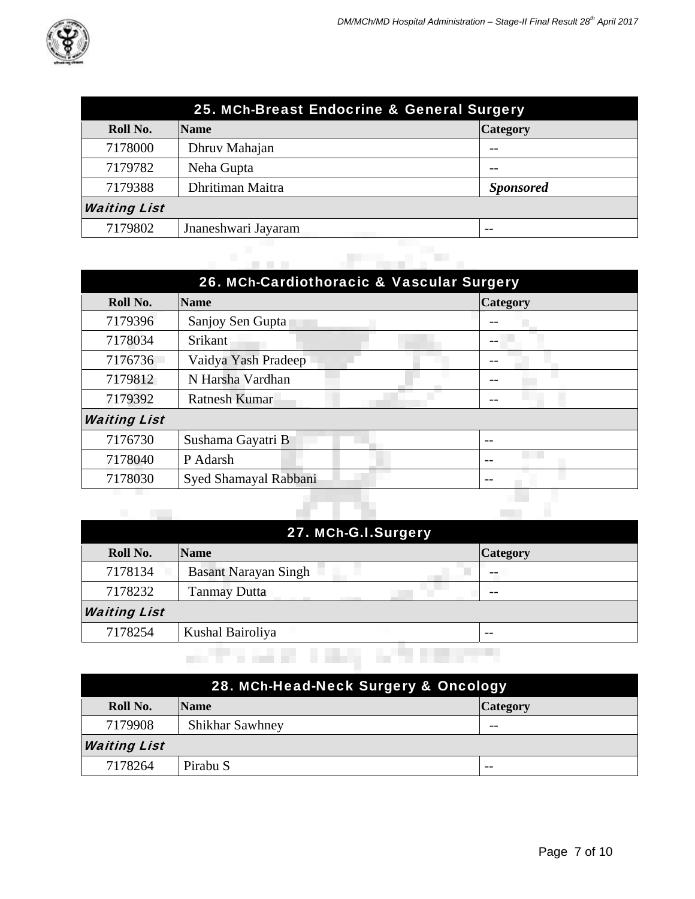## 25. MCh-Breast Endocrine & General Surgery

| Roll No. | Name | Category |
|---|---|---|
| 7178000 | Dhruv Mahajan | -- |
| 7179782 | Neha Gupta | -- |
| 7179388 | Dhritiman Maitra | ***Sponsored*** |
| ***Waiting List*** | | |
| 7179802 | Jnaneshwari Jayaram | -- |

## 26. MCh-Cardiothoracic & Vascular Surgery

| Roll No. | Name | Category |
|---|---|---|
| 7179396 | Sanjoy Sen Gupta | -- |
| 7178034 | Srikant | -- |
| 7176736 | Vaidya Yash Pradeep | -- |
| 7179812 | N Harsha Vardhan | -- |
| 7179392 | Ratnesh Kumar | -- |
| ***Waiting List*** | | |
| 7176730 | Sushama Gayatri B | -- |
| 7178040 | P Adarsh | -- |
| 7178030 | Syed Shamayal Rabbani | -- |

## 27. MCh-G.I.Surgery

| Roll No. | Name | Category |
|---|---|---|
| 7178134 | Basant Narayan Singh | -- |
| 7178232 | Tanmay Dutta | -- |
| ***Waiting List*** | | |
| 7178254 | Kushal Bairoliya | -- |

## 28. MCh-Head-Neck Surgery & Oncology

| Roll No. | Name | Category |
|---|---|---|
| 7179908 | Shikhar Sawhney | -- |
| ***Waiting List*** | | |
| 7178264 | Pirabu S | -- |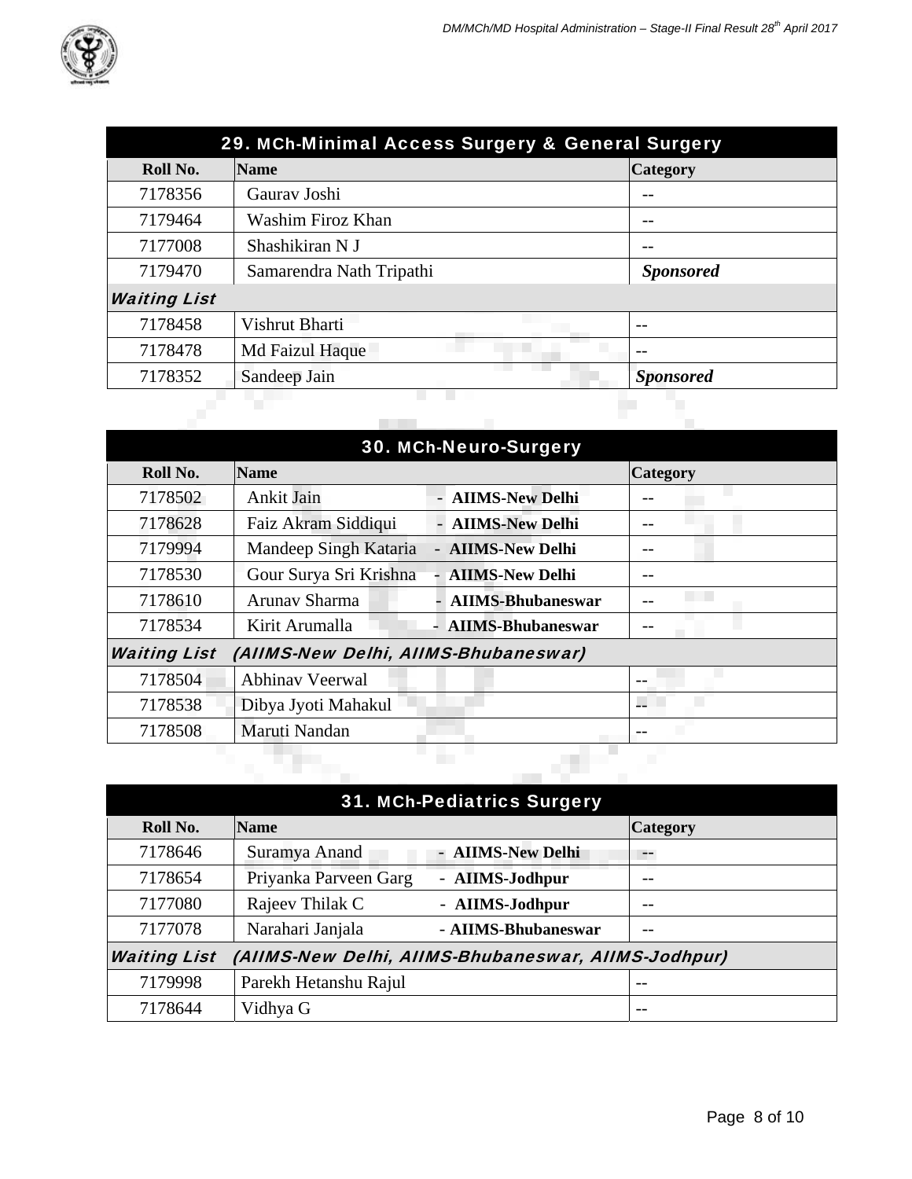| 29. MCh-Minimal Access Surgery & General Surgery | | |
|---|---|---|
| **Roll No.** | **Name** | **Category** |
| 7178356 | Gaurav Joshi | -- |
| 7179464 | Washim Firoz Khan | -- |
| 7177008 | Shashikiran N J | -- |
| 7179470 | Samarendra Nath Tripathi | ***Sponsored*** |
| ***Waiting List*** | | |
| 7178458 | Vishrut Bharti | -- |
| 7178478 | Md Faizul Haque | -- |
| 7178352 | Sandeep Jain | ***Sponsored*** |

| 30. MCh-Neuro-Surgery | | |
|---|---|---|
| **Roll No.** | **Name** | **Category** |
| 7178502 | Ankit Jain - **AIIMS-New Delhi** | -- |
| 7178628 | Faiz Akram Siddiqui - **AIIMS-New Delhi** | -- |
| 7179994 | Mandeep Singh Kataria - **AIIMS-New Delhi** | -- |
| 7178530 | Gour Surya Sri Krishna - **AIIMS-New Delhi** | -- |
| 7178610 | Arunav Sharma - **AIIMS-Bhubaneswar** | -- |
| 7178534 | Kirit Arumalla - **AIIMS-Bhubaneswar** | -- |
| ***Waiting List (AIIMS-New Delhi, AIIMS-Bhubaneswar)*** | | |
| 7178504 | Abhinav Veerwal | -- |
| 7178538 | Dibya Jyoti Mahakul | -- |
| 7178508 | Maruti Nandan | -- |

| 31. MCh-Pediatrics Surgery | | |
|---|---|---|
| **Roll No.** | **Name** | **Category** |
| 7178646 | Suramya Anand - **AIIMS-New Delhi** | -- |
| 7178654 | Priyanka Parveen Garg - **AIIMS-Jodhpur** | -- |
| 7177080 | Rajeev Thilak C - **AIIMS-Jodhpur** | -- |
| 7177078 | Narahari Janjala - **AIIMS-Bhubaneswar** | -- |
| ***Waiting List (AIIMS-New Delhi, AIIMS-Bhubaneswar, AIIMS-Jodhpur)*** | | |
| 7179998 | Parekh Hetanshu Rajul | -- |
| 7178644 | Vidhya G | -- |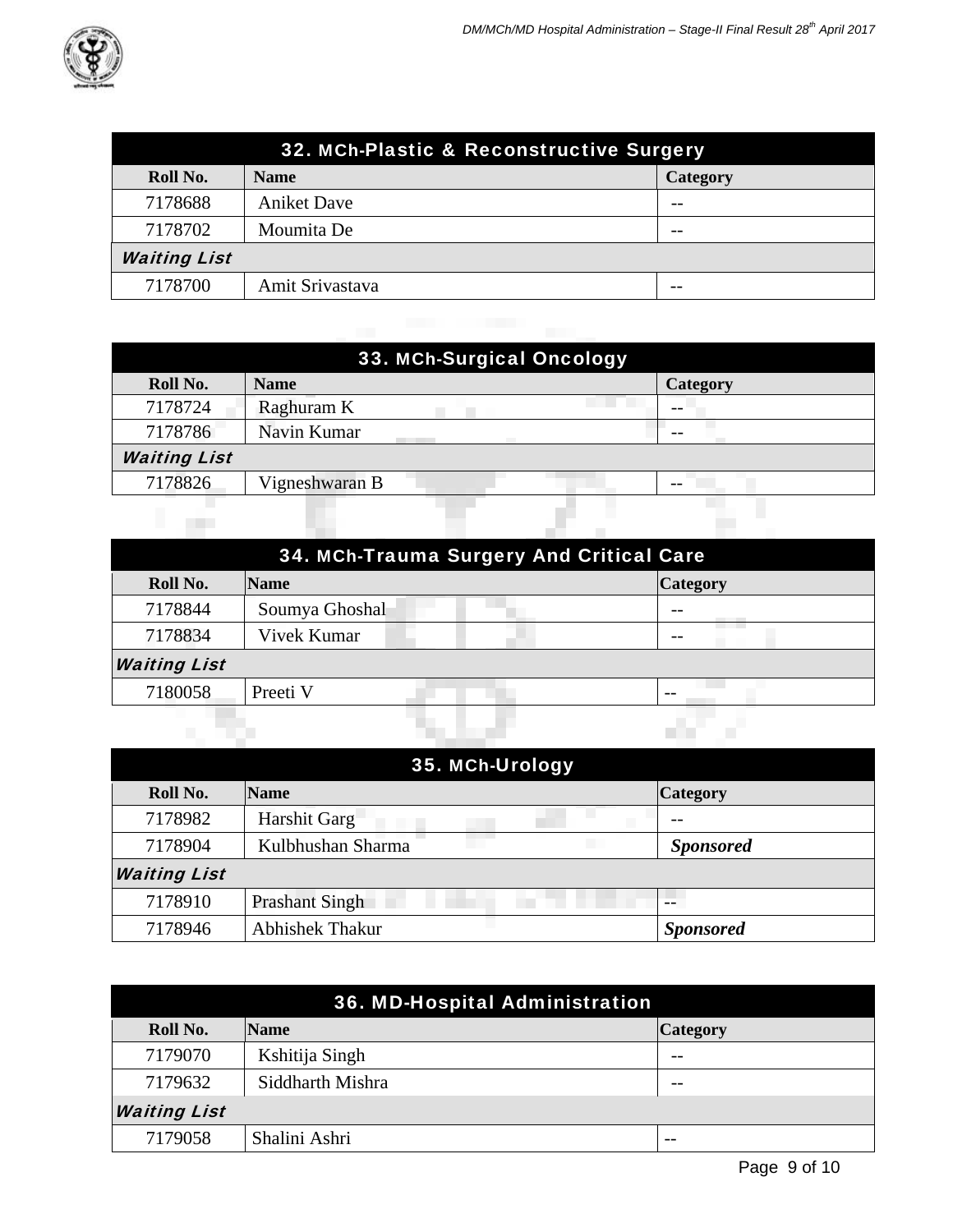| 32. MCh-Plastic & Reconstructive Surgery | | |
|---|---|---|
| **Roll No.** | **Name** | **Category** |
| 7178688 | Aniket Dave | -- |
| 7178702 | Moumita De | -- |
| ***Waiting List*** | | |
| 7178700 | Amit Srivastava | -- |

| 33. MCh-Surgical Oncology | | |
|---|---|---|
| **Roll No.** | **Name** | **Category** |
| 7178724 | Raghuram K | -- |
| 7178786 | Navin Kumar | -- |
| ***Waiting List*** | | |
| 7178826 | Vigneshwaran B | -- |

| 34. MCh-Trauma Surgery And Critical Care | | |
|---|---|---|
| **Roll No.** | **Name** | **Category** |
| 7178844 | Soumya Ghoshal | -- |
| 7178834 | Vivek Kumar | -- |
| ***Waiting List*** | | |
| 7180058 | Preeti V | -- |

| 35. MCh-Urology | | |
|---|---|---|
| **Roll No.** | **Name** | **Category** |
| 7178982 | Harshit Garg | -- |
| 7178904 | Kulbhushan Sharma | ***Sponsored*** |
| ***Waiting List*** | | |
| 7178910 | Prashant Singh | -- |
| 7178946 | Abhishek Thakur | ***Sponsored*** |

| 36. MD-Hospital Administration | | |
|---|---|---|
| **Roll No.** | **Name** | **Category** |
| 7179070 | Kshitija Singh | -- |
| 7179632 | Siddharth Mishra | -- |
| ***Waiting List*** | | |
| 7179058 | Shalini Ashri | -- |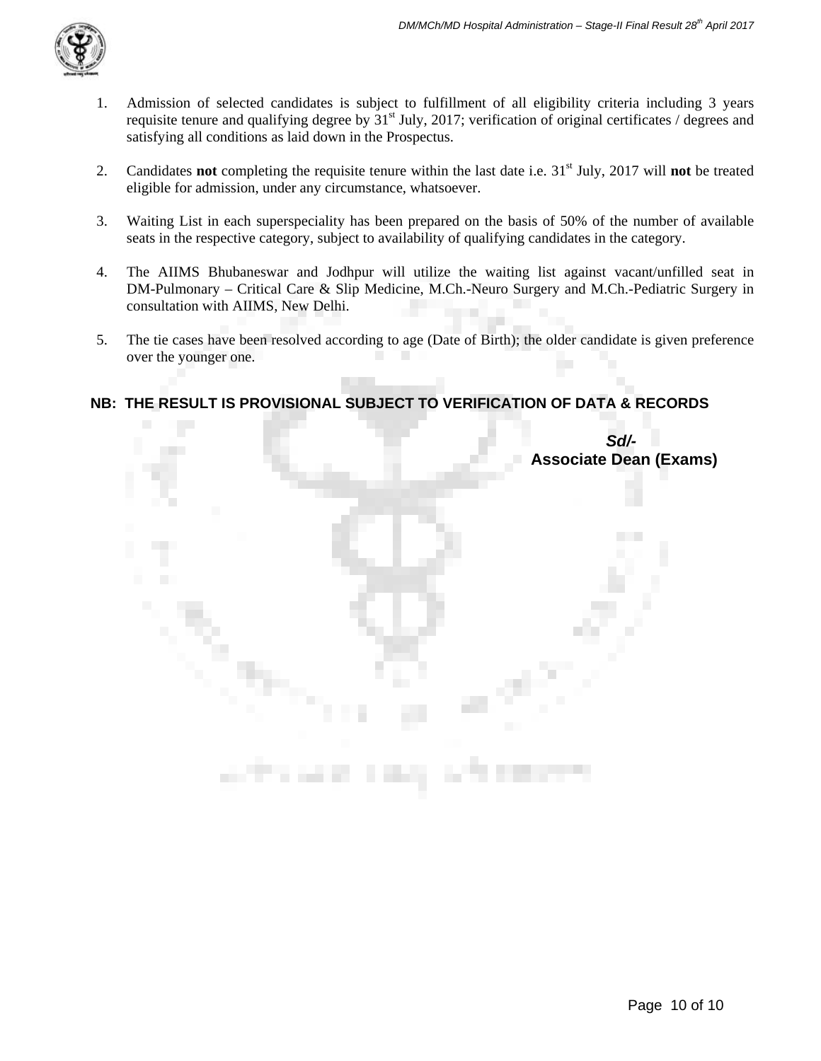1. Admission of selected candidates is subject to fulfillment of all eligibility criteria including 3 years requisite tenure and qualifying degree by 31st July, 2017; verification of original certificates / degrees and satisfying all conditions as laid down in the Prospectus.

2. Candidates **not** completing the requisite tenure within the last date i.e. 31st July, 2017 will **not** be treated eligible for admission, under any circumstance, whatsoever.

3. Waiting List in each superspeciality has been prepared on the basis of 50% of the number of available seats in the respective category, subject to availability of qualifying candidates in the category.

4. The AIIMS Bhubaneswar and Jodhpur will utilize the waiting list against vacant/unfilled seat in DM-Pulmonary – Critical Care & Slip Medicine, M.Ch.-Neuro Surgery and M.Ch.-Pediatric Surgery in consultation with AIIMS, New Delhi.

5. The tie cases have been resolved according to age (Date of Birth); the older candidate is given preference over the younger one.

**NB: THE RESULT IS PROVISIONAL SUBJECT TO VERIFICATION OF DATA & RECORDS**

***Sd/-***
**Associate Dean (Exams)**